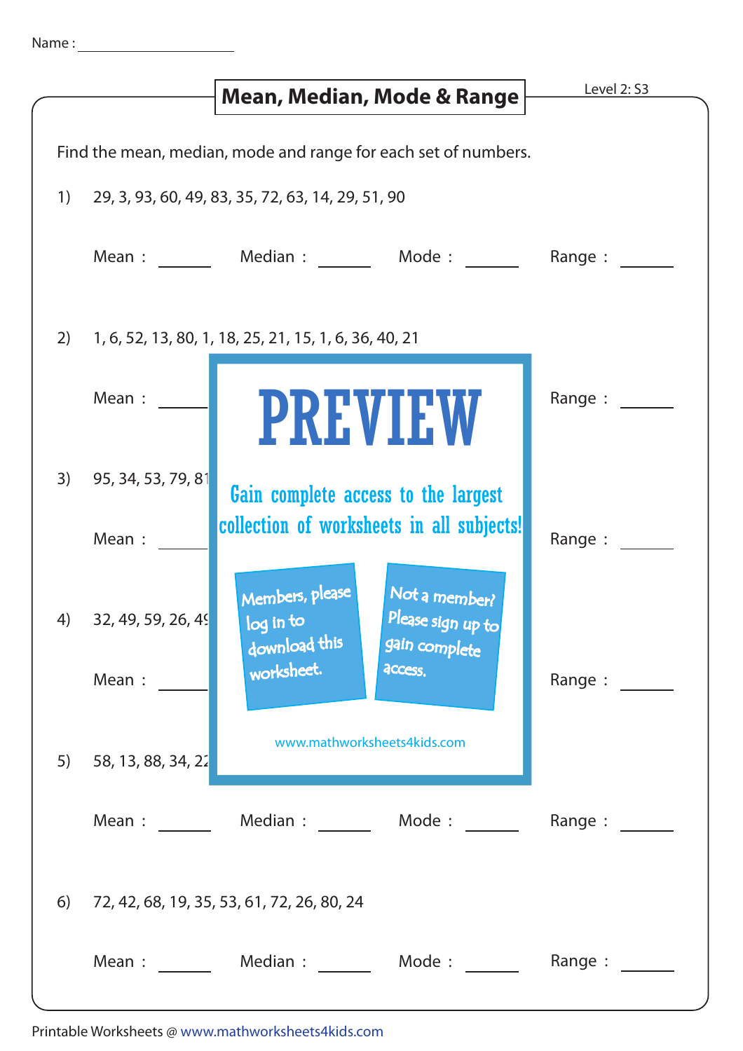Name : ____________________

# Mean, Median, Mode & Range

Level 2: S3

Find the mean, median, mode and range for each set of numbers.

1) 29, 3, 93, 60, 49, 83, 35, 72, 63, 14, 29, 51, 90

Mean : ______ Median : ______ Mode : ______ Range : ______

2) 1, 6, 52, 13, 80, 1, 18, 25, 21, 15, 1, 6, 36, 40, 21

Mean : ______ Range : ______

3) 95, 34, 53, 79, 81

Mean : ______ Range : ______

4) 32, 49, 59, 26, 49

Mean : ______ Range : ______

5) 58, 13, 88, 34, 22

Mean : ______ Median : ______ Mode : ______ Range : ______

6) 72, 42, 68, 19, 35, 53, 61, 72, 26, 80, 24

Mean : ______ Median : ______ Mode : ______ Range : ______

**PREVIEW**

Gain complete access to the largest collection of worksheets in all subjects!

Members, please log in to download this worksheet.

Not a member? Please sign up to gain complete access.

www.mathworksheets4kids.com

Printable Worksheets @ www.mathworksheets4kids.com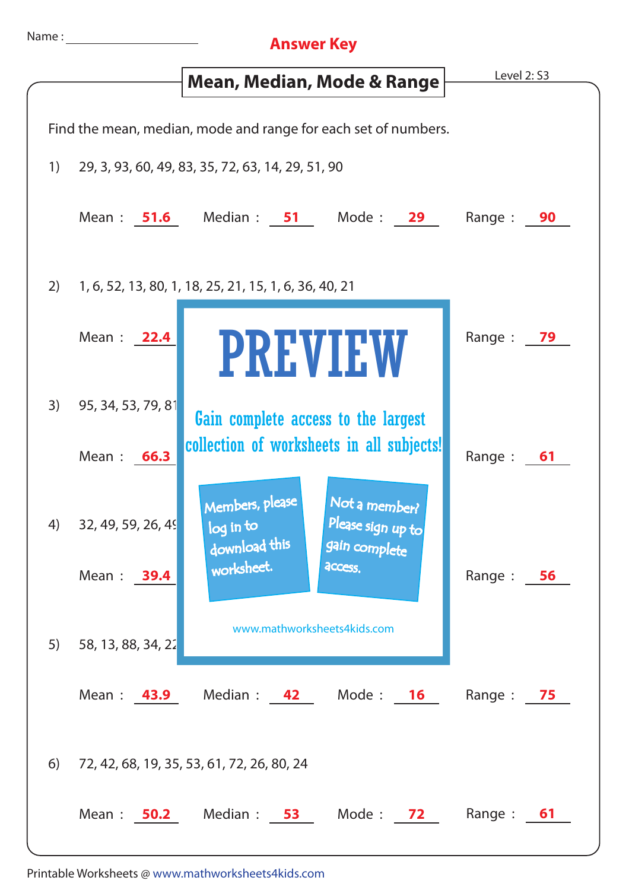Name : ____________________

**Answer Key**

# Mean, Median, Mode & Range

Level 2: S3

Find the mean, median, mode and range for each set of numbers.

1) 29, 3, 93, 60, 49, 83, 35, 72, 63, 14, 29, 51, 90

Mean : **51.6** Median : **51** Mode : **29** Range : **90**

2) 1, 6, 52, 13, 80, 1, 18, 25, 21, 15, 1, 6, 36, 40, 21

Mean : **22.4** Range : **79**

PREVIEW

Gain complete access to the largest collection of worksheets in all subjects!

Members, please log in to download this worksheet.

Not a member? Please sign up to gain complete access.

www.mathworksheets4kids.com

3) 95, 34, 53, 79, 81

Mean : **66.3** Range : **61**

4) 32, 49, 59, 26, 49

Mean : **39.4** Range : **56**

5) 58, 13, 88, 34, 22

Mean : **43.9** Median : **42** Mode : **16** Range : **75**

6) 72, 42, 68, 19, 35, 53, 61, 72, 26, 80, 24

Mean : **50.2** Median : **53** Mode : **72** Range : **61**

Printable Worksheets @ www.mathworksheets4kids.com